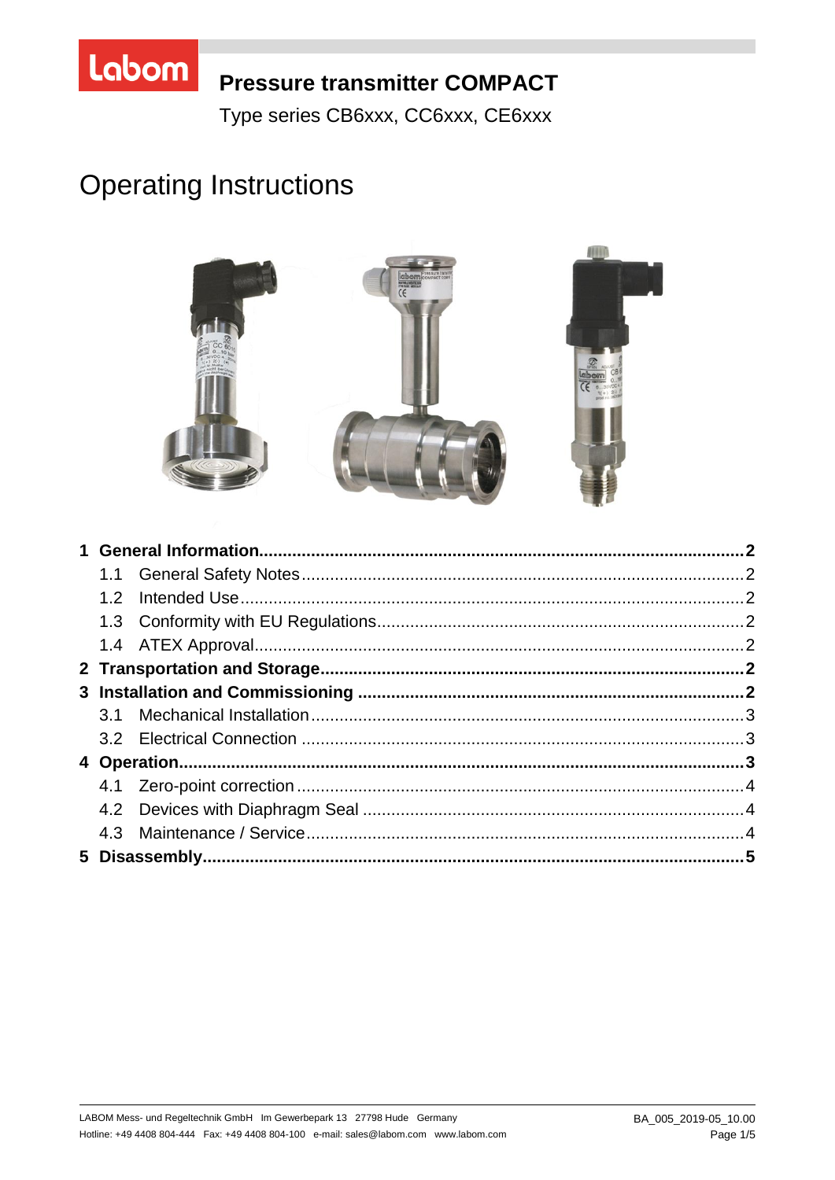Labom

# Pressure transmitter COMPACT

Type series CB6xxx, CC6xxx, CE6xxx

# Operating Instructions

**1 General Information....................................................................................................2**

- 1.1 General Safety Notes.............................................................................................2
- 1.2 Intended Use.........................................................................................................2
- 1.3 Conformity with EU Regulations............................................................................2
- 1.4 ATEX Approval.......................................................................................................2

**2 Transportation and Storage........................................................................................2**

**3 Installation and Commissioning ................................................................................2**

- 3.1 Mechanical Installation...........................................................................................3
- 3.2 Electrical Connection ............................................................................................3

**4 Operation.....................................................................................................................3**

- 4.1 Zero-point correction .............................................................................................4
- 4.2 Devices with Diaphragm Seal ................................................................................4
- 4.3 Maintenance / Service...........................................................................................4

**5 Disassembly................................................................................................................5**

LABOM Mess- und Regeltechnik GmbH Im Gewerbepark 13 27798 Hude Germany

Hotline: +49 4408 804-444 Fax: +49 4408 804-100 e-mail: sales@labom.com www.labom.com

BA_005_2019-05_10.00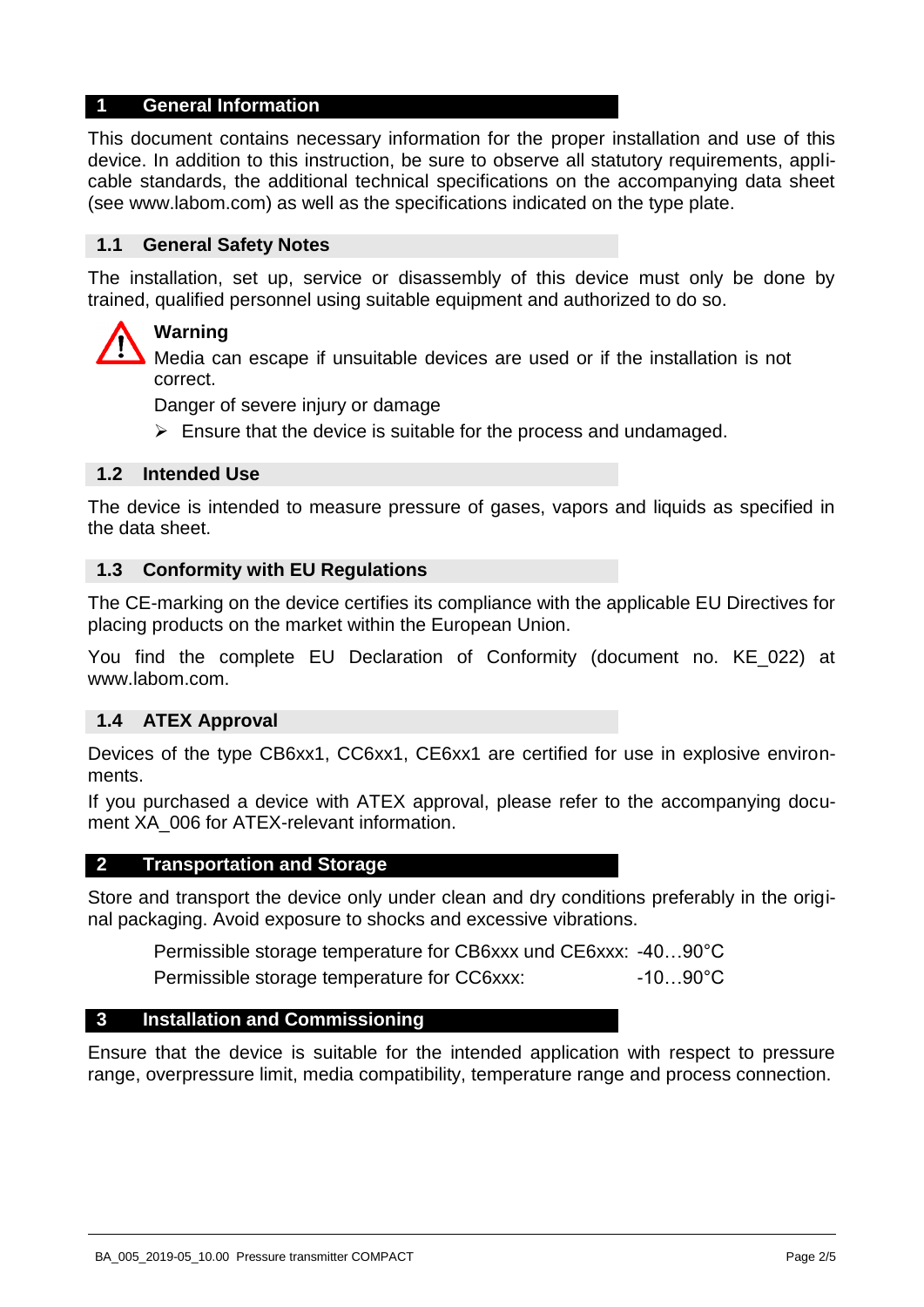## 1 General Information

This document contains necessary information for the proper installation and use of this device. In addition to this instruction, be sure to observe all statutory requirements, applicable standards, the additional technical specifications on the accompanying data sheet (see www.labom.com) as well as the specifications indicated on the type plate.

### 1.1 General Safety Notes

The installation, set up, service or disassembly of this device must only be done by trained, qualified personnel using suitable equipment and authorized to do so.

**Warning**

Media can escape if unsuitable devices are used or if the installation is not correct.

Danger of severe injury or damage

- Ensure that the device is suitable for the process and undamaged.

### 1.2 Intended Use

The device is intended to measure pressure of gases, vapors and liquids as specified in the data sheet.

### 1.3 Conformity with EU Regulations

The CE-marking on the device certifies its compliance with the applicable EU Directives for placing products on the market within the European Union.

You find the complete EU Declaration of Conformity (document no. KE_022) at www.labom.com.

### 1.4 ATEX Approval

Devices of the type CB6xx1, CC6xx1, CE6xx1 are certified for use in explosive environments.

If you purchased a device with ATEX approval, please refer to the accompanying document XA_006 for ATEX-relevant information.

## 2 Transportation and Storage

Store and transport the device only under clean and dry conditions preferably in the original packaging. Avoid exposure to shocks and excessive vibrations.

Permissible storage temperature for CB6xxx und CE6xxx: -40…90°C
Permissible storage temperature for CC6xxx: -10…90°C

## 3 Installation and Commissioning

Ensure that the device is suitable for the intended application with respect to pressure range, overpressure limit, media compatibility, temperature range and process connection.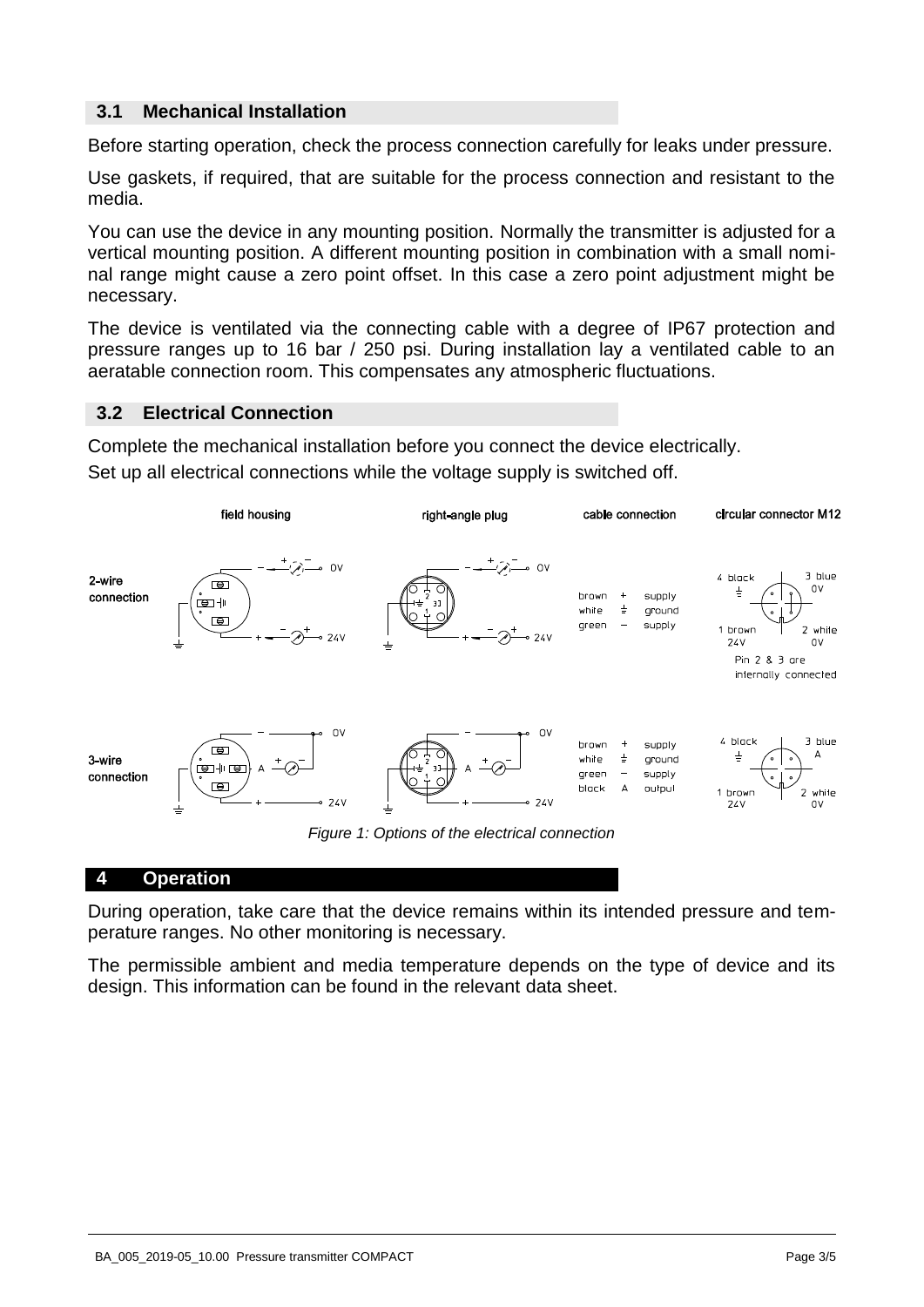## 3.1 Mechanical Installation

Before starting operation, check the process connection carefully for leaks under pressure.

Use gaskets, if required, that are suitable for the process connection and resistant to the media.

You can use the device in any mounting position. Normally the transmitter is adjusted for a vertical mounting position. A different mounting position in combination with a small nominal range might cause a zero point offset. In this case a zero point adjustment might be necessary.

The device is ventilated via the connecting cable with a degree of IP67 protection and pressure ranges up to 16 bar / 250 psi. During installation lay a ventilated cable to an aeratable connection room. This compensates any atmospheric fluctuations.

## 3.2 Electrical Connection

Complete the mechanical installation before you connect the device electrically.

Set up all electrical connections while the voltage supply is switched off.

| | field housing | right-angle plug | cable connection | circular connector M12 |
|---|---|---|---|---|
| 2-wire connection | + − 0V; − + 24V | + − 0V; − + 24V | brown + supply; white ⏚ ground; green − supply | 4 black ⏚; 3 blue 0V; 1 brown 24V; 2 white 0V; Pin 2 & 3 are internally connected |
| 3-wire connection | − 0V; A + −; + 24V | − 0V; A + −; + 24V | brown + supply; white ⏚ ground; green − supply; black A output | 4 black ⏚; 3 blue A; 1 brown 24V; 2 white 0V |

*Figure 1: Options of the electrical connection*

# 4 Operation

During operation, take care that the device remains within its intended pressure and temperature ranges. No other monitoring is necessary.

The permissible ambient and media temperature depends on the type of device and its design. This information can be found in the relevant data sheet.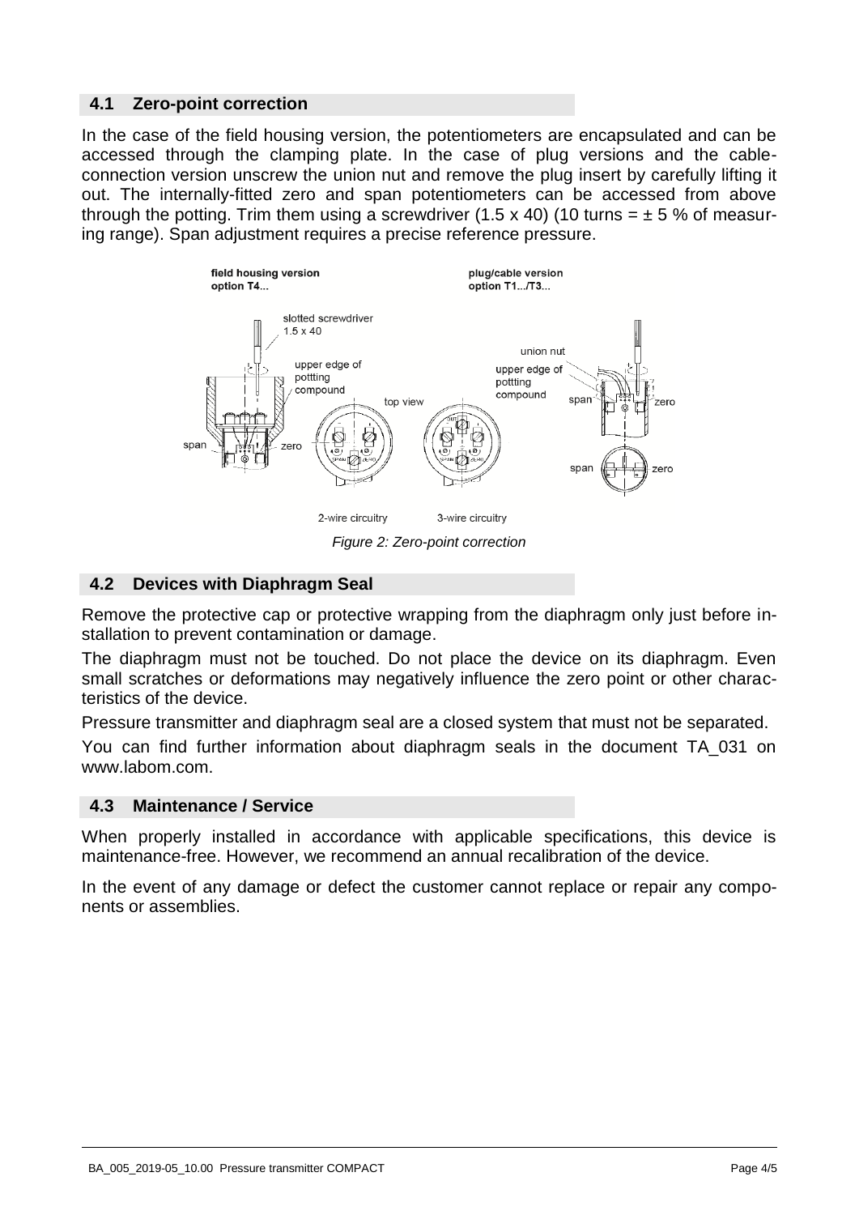## 4.1 Zero-point correction

In the case of the field housing version, the potentiometers are encapsulated and can be accessed through the clamping plate. In the case of plug versions and the cable-connection version unscrew the union nut and remove the plug insert by carefully lifting it out. The internally-fitted zero and span potentiometers can be accessed from above through the potting. Trim them using a screwdriver (1.5 x 40) (10 turns = ± 5 % of measuring range). Span adjustment requires a precise reference pressure.

*Figure 2: Zero-point correction*

## 4.2 Devices with Diaphragm Seal

Remove the protective cap or protective wrapping from the diaphragm only just before installation to prevent contamination or damage.

The diaphragm must not be touched. Do not place the device on its diaphragm. Even small scratches or deformations may negatively influence the zero point or other characteristics of the device.

Pressure transmitter and diaphragm seal are a closed system that must not be separated.

You can find further information about diaphragm seals in the document TA_031 on www.labom.com.

## 4.3 Maintenance / Service

When properly installed in accordance with applicable specifications, this device is maintenance-free. However, we recommend an annual recalibration of the device.

In the event of any damage or defect the customer cannot replace or repair any components or assemblies.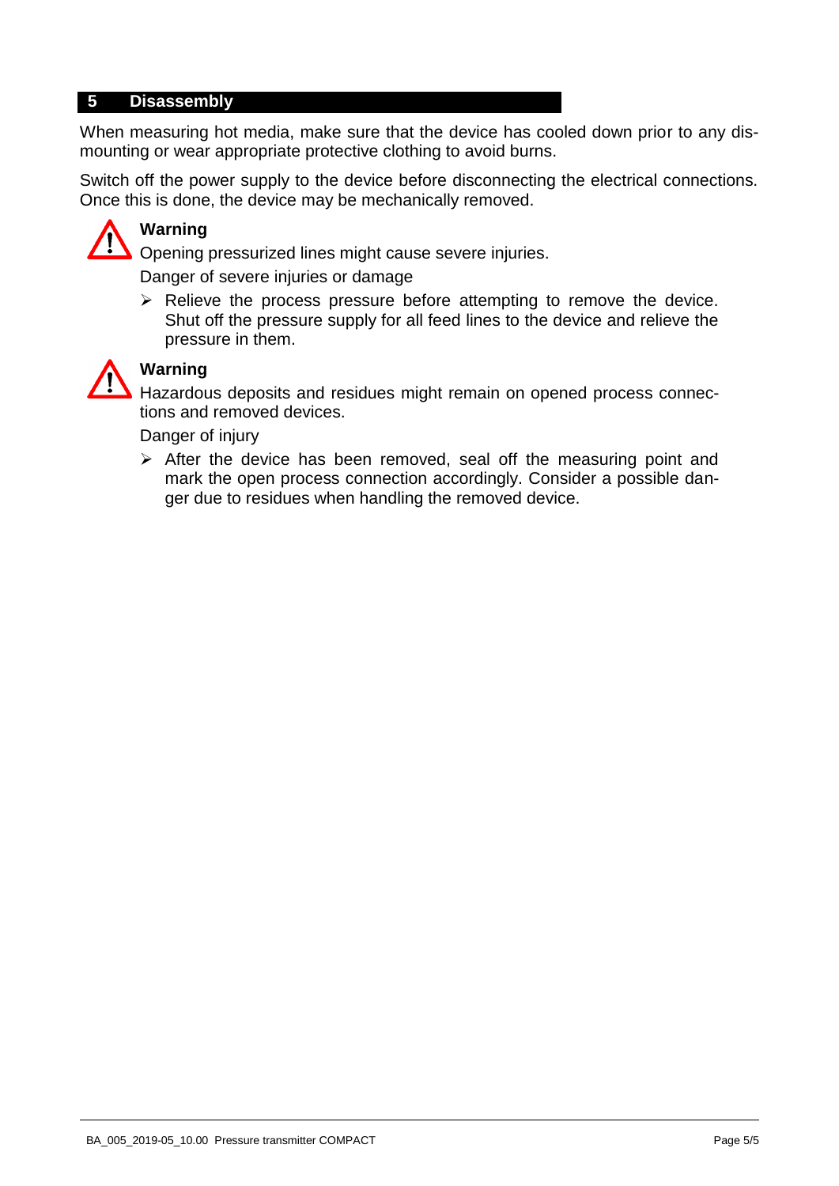## 5 Disassembly

When measuring hot media, make sure that the device has cooled down prior to any dismounting or wear appropriate protective clothing to avoid burns.

Switch off the power supply to the device before disconnecting the electrical connections. Once this is done, the device may be mechanically removed.

**Warning**

Opening pressurized lines might cause severe injuries.

Danger of severe injuries or damage

- Relieve the process pressure before attempting to remove the device. Shut off the pressure supply for all feed lines to the device and relieve the pressure in them.

**Warning**

Hazardous deposits and residues might remain on opened process connections and removed devices.

Danger of injury

- After the device has been removed, seal off the measuring point and mark the open process connection accordingly. Consider a possible danger due to residues when handling the removed device.